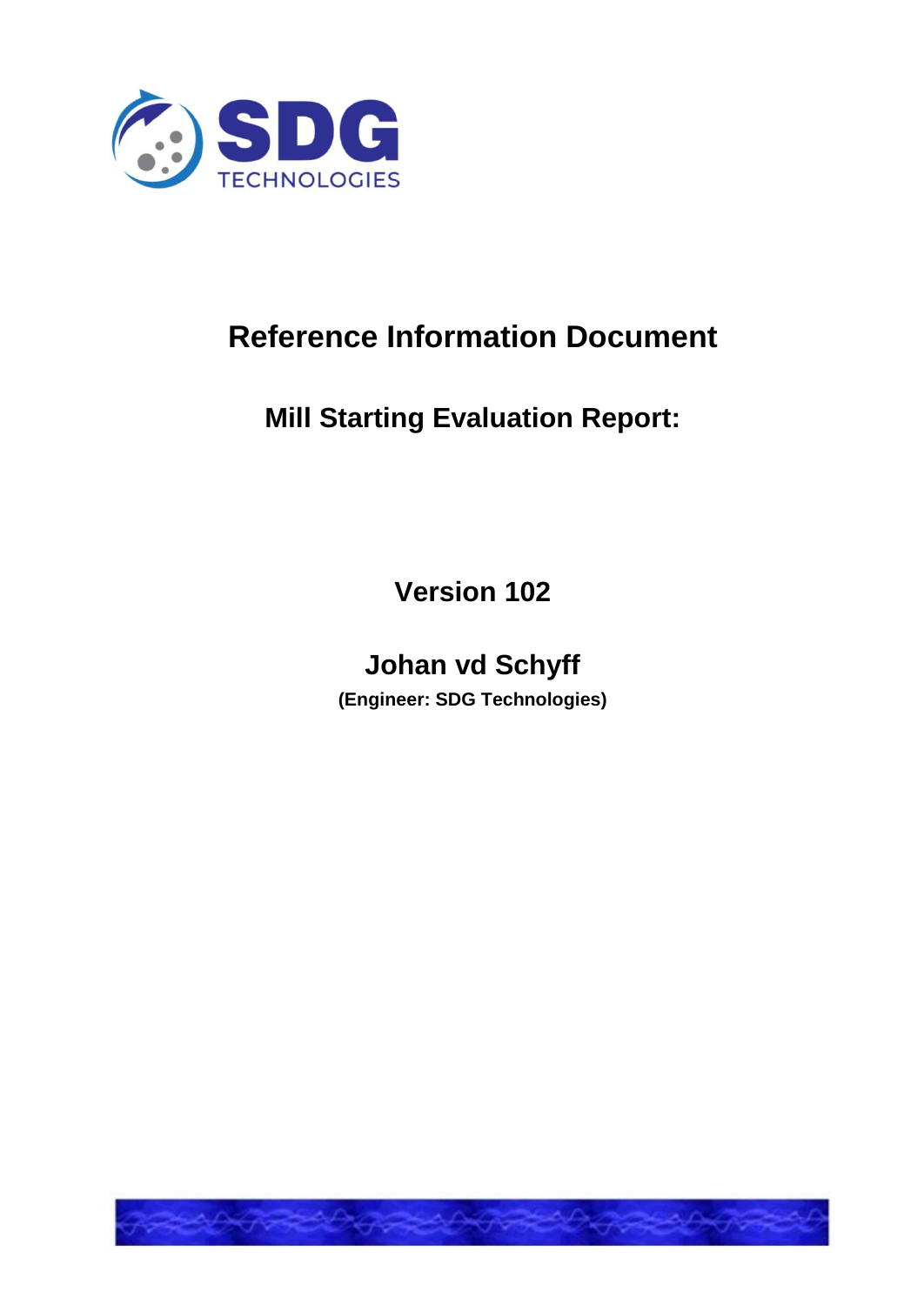SDG TECHNOLOGIES

# Reference Information Document

## Mill Starting Evaluation Report:

**Version 102**

**Johan vd Schyff**

**(Engineer: SDG Technologies)**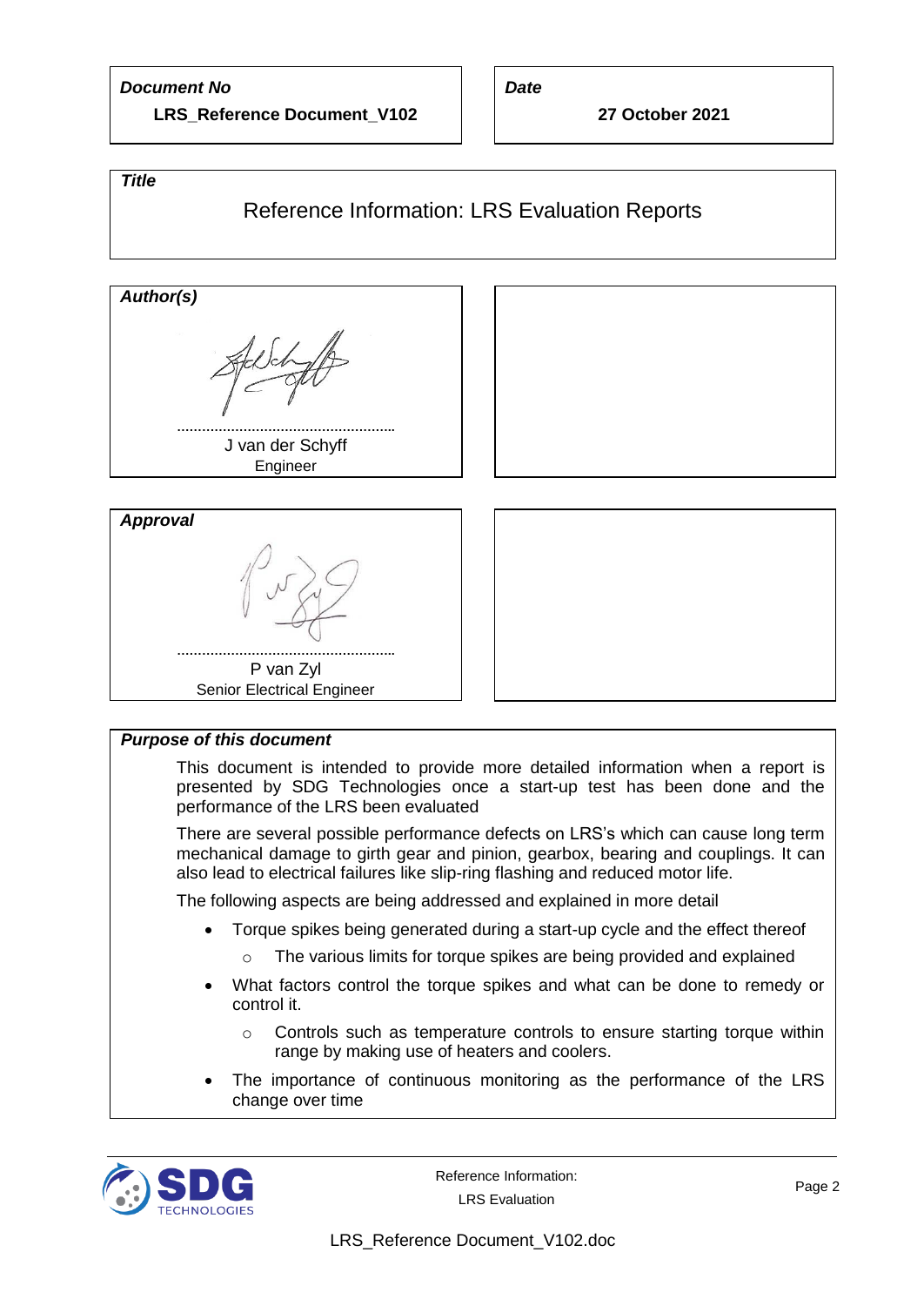***Document No***

**LRS_Reference Document_V102**

***Date***

**27 October 2021**

***Title***

# Reference Information: LRS Evaluation Reports

***Author(s)***

......................................................

J van der Schyff

Engineer

***Approval***

......................................................

P van Zyl

Senior Electrical Engineer

***Purpose of this document***

This document is intended to provide more detailed information when a report is presented by SDG Technologies once a start-up test has been done and the performance of the LRS been evaluated

There are several possible performance defects on LRS's which can cause long term mechanical damage to girth gear and pinion, gearbox, bearing and couplings. It can also lead to electrical failures like slip-ring flashing and reduced motor life.

The following aspects are being addressed and explained in more detail

- Torque spikes being generated during a start-up cycle and the effect thereof
  - The various limits for torque spikes are being provided and explained
- What factors control the torque spikes and what can be done to remedy or control it.
  - Controls such as temperature controls to ensure starting torque within range by making use of heaters and coolers.
- The importance of continuous monitoring as the performance of the LRS change over time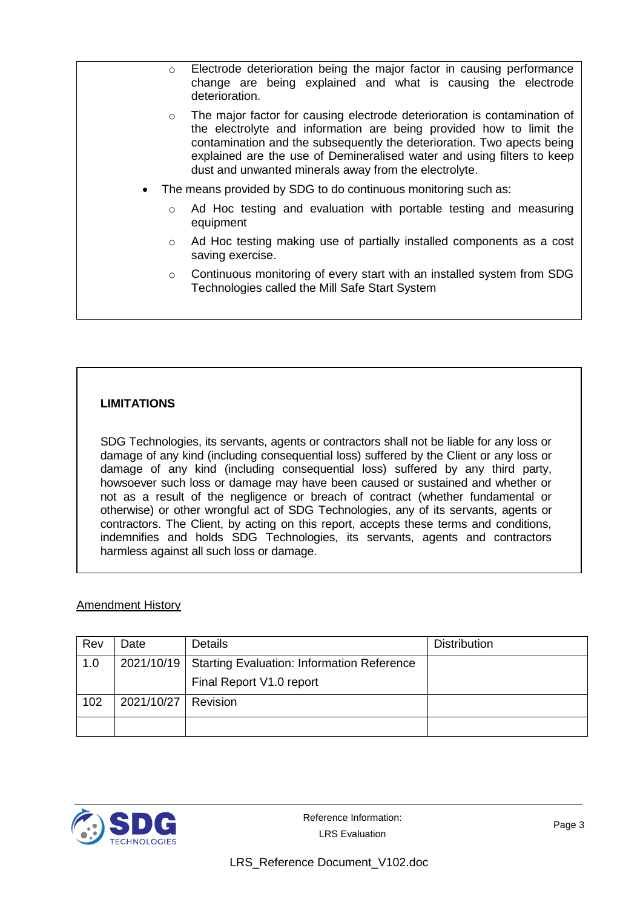- Electrode deterioration being the major factor in causing performance change are being explained and what is causing the electrode deterioration.
- The major factor for causing electrode deterioration is contamination of the electrolyte and information are being provided how to limit the contamination and the subsequently the deterioration. Two apects being explained are the use of Demineralised water and using filters to keep dust and unwanted minerals away from the electrolyte.

- The means provided by SDG to do continuous monitoring such as:
  - Ad Hoc testing and evaluation with portable testing and measuring equipment
  - Ad Hoc testing making use of partially installed components as a cost saving exercise.
  - Continuous monitoring of every start with an installed system from SDG Technologies called the Mill Safe Start System

**LIMITATIONS**

SDG Technologies, its servants, agents or contractors shall not be liable for any loss or damage of any kind (including consequential loss) suffered by the Client or any loss or damage of any kind (including consequential loss) suffered by any third party, howsoever such loss or damage may have been caused or sustained and whether or not as a result of the negligence or breach of contract (whether fundamental or otherwise) or other wrongful act of SDG Technologies, any of its servants, agents or contractors. The Client, by acting on this report, accepts these terms and conditions, indemnifies and holds SDG Technologies, its servants, agents and contractors harmless against all such loss or damage.

<u>Amendment History</u>

| Rev | Date | Details | Distribution |
|---|---|---|---|
| 1.0 | 2021/10/19 | Starting Evaluation: Information Reference<br>Final Report V1.0 report | |
| 102 | 2021/10/27 | Revision | |
| | | | |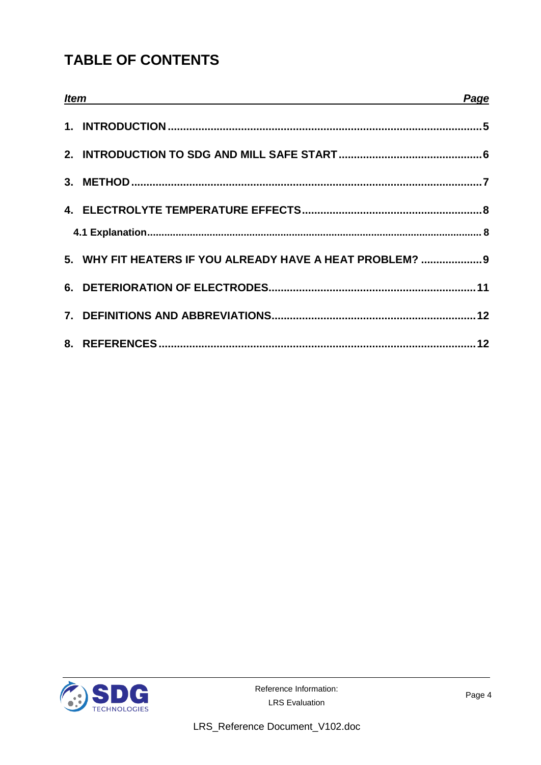# TABLE OF CONTENTS

| *Item* | *Page* |
|---|---|
| **1. INTRODUCTION** | **5** |
| **2. INTRODUCTION TO SDG AND MILL SAFE START** | **6** |
| **3. METHOD** | **7** |
| **4. ELECTROLYTE TEMPERATURE EFFECTS** | **8** |
| **4.1 Explanation** | **8** |
| **5. WHY FIT HEATERS IF YOU ALREADY HAVE A HEAT PROBLEM?** | **9** |
| **6. DETERIORATION OF ELECTRODES** | **11** |
| **7. DEFINITIONS AND ABBREVIATIONS** | **12** |
| **8. REFERENCES** | **12** |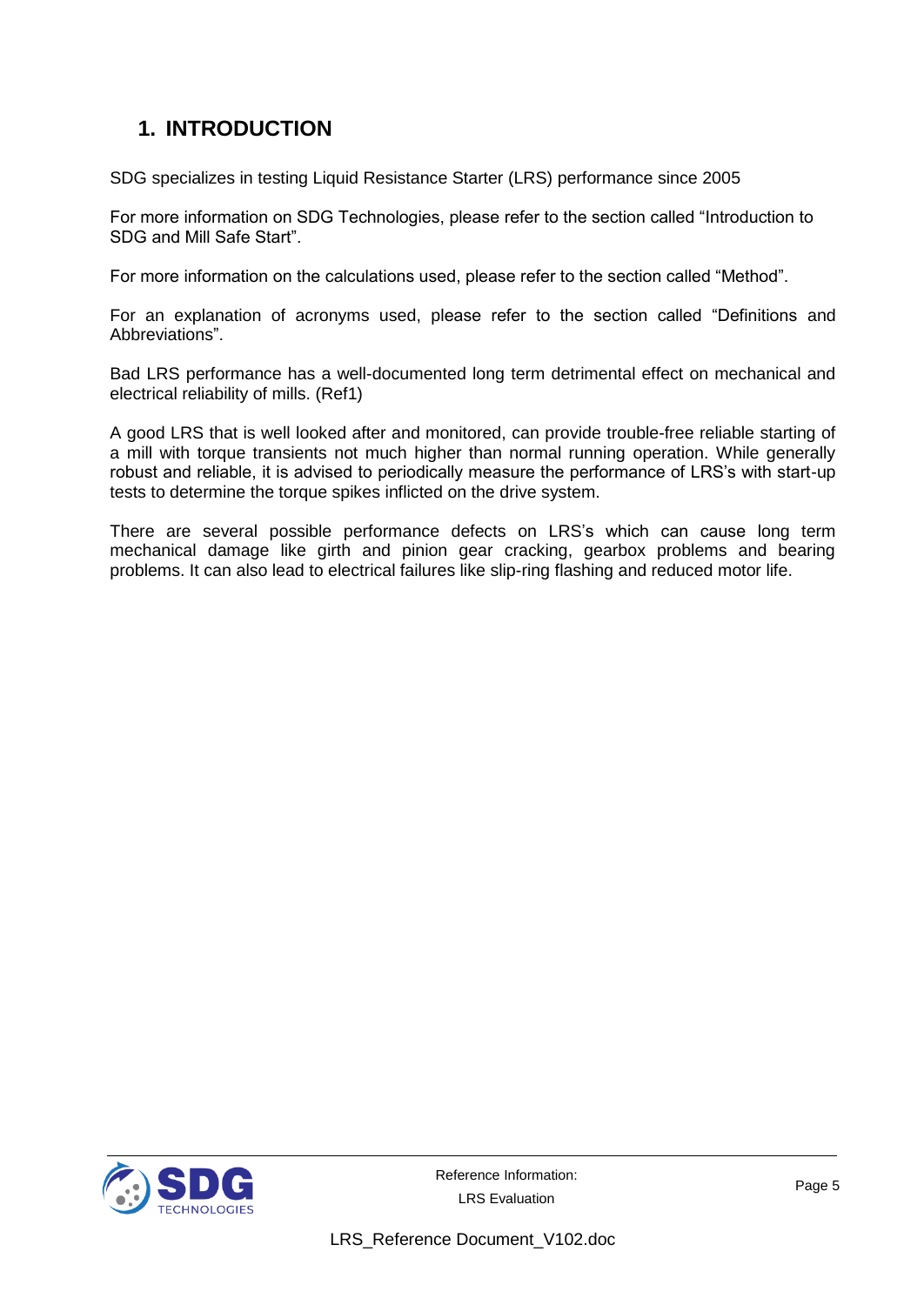# 1. INTRODUCTION

SDG specializes in testing Liquid Resistance Starter (LRS) performance since 2005

For more information on SDG Technologies, please refer to the section called "Introduction to SDG and Mill Safe Start".

For more information on the calculations used, please refer to the section called "Method".

For an explanation of acronyms used, please refer to the section called "Definitions and Abbreviations".

Bad LRS performance has a well-documented long term detrimental effect on mechanical and electrical reliability of mills. (Ref1)

A good LRS that is well looked after and monitored, can provide trouble-free reliable starting of a mill with torque transients not much higher than normal running operation. While generally robust and reliable, it is advised to periodically measure the performance of LRS's with start-up tests to determine the torque spikes inflicted on the drive system.

There are several possible performance defects on LRS's which can cause long term mechanical damage like girth and pinion gear cracking, gearbox problems and bearing problems. It can also lead to electrical failures like slip-ring flashing and reduced motor life.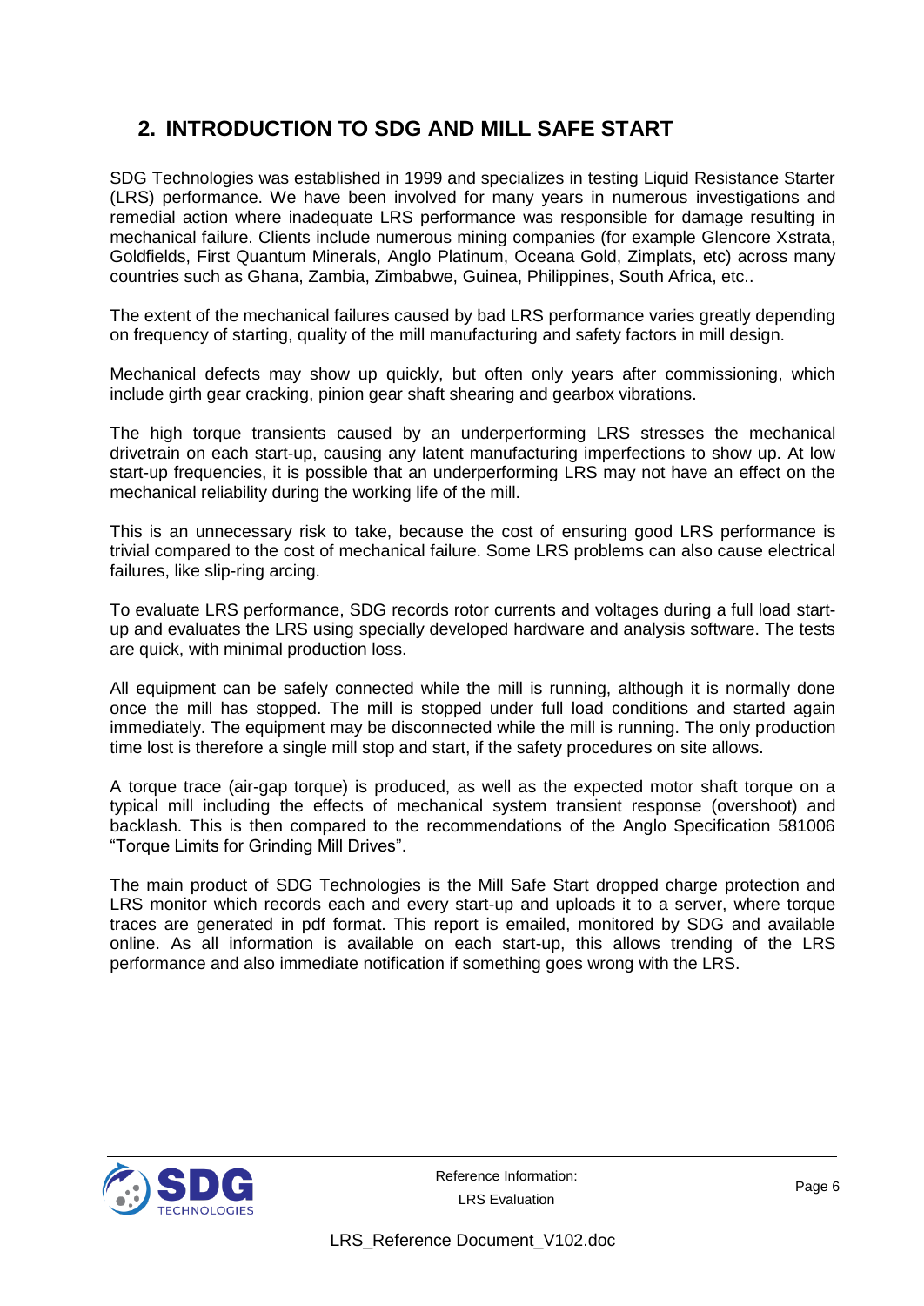## 2. INTRODUCTION TO SDG AND MILL SAFE START

SDG Technologies was established in 1999 and specializes in testing Liquid Resistance Starter (LRS) performance. We have been involved for many years in numerous investigations and remedial action where inadequate LRS performance was responsible for damage resulting in mechanical failure. Clients include numerous mining companies (for example Glencore Xstrata, Goldfields, First Quantum Minerals, Anglo Platinum, Oceana Gold, Zimplats, etc) across many countries such as Ghana, Zambia, Zimbabwe, Guinea, Philippines, South Africa, etc..

The extent of the mechanical failures caused by bad LRS performance varies greatly depending on frequency of starting, quality of the mill manufacturing and safety factors in mill design.

Mechanical defects may show up quickly, but often only years after commissioning, which include girth gear cracking, pinion gear shaft shearing and gearbox vibrations.

The high torque transients caused by an underperforming LRS stresses the mechanical drivetrain on each start-up, causing any latent manufacturing imperfections to show up. At low start-up frequencies, it is possible that an underperforming LRS may not have an effect on the mechanical reliability during the working life of the mill.

This is an unnecessary risk to take, because the cost of ensuring good LRS performance is trivial compared to the cost of mechanical failure. Some LRS problems can also cause electrical failures, like slip-ring arcing.

To evaluate LRS performance, SDG records rotor currents and voltages during a full load start-up and evaluates the LRS using specially developed hardware and analysis software. The tests are quick, with minimal production loss.

All equipment can be safely connected while the mill is running, although it is normally done once the mill has stopped. The mill is stopped under full load conditions and started again immediately. The equipment may be disconnected while the mill is running. The only production time lost is therefore a single mill stop and start, if the safety procedures on site allows.

A torque trace (air-gap torque) is produced, as well as the expected motor shaft torque on a typical mill including the effects of mechanical system transient response (overshoot) and backlash. This is then compared to the recommendations of the Anglo Specification 581006 "Torque Limits for Grinding Mill Drives".

The main product of SDG Technologies is the Mill Safe Start dropped charge protection and LRS monitor which records each and every start-up and uploads it to a server, where torque traces are generated in pdf format. This report is emailed, monitored by SDG and available online. As all information is available on each start-up, this allows trending of the LRS performance and also immediate notification if something goes wrong with the LRS.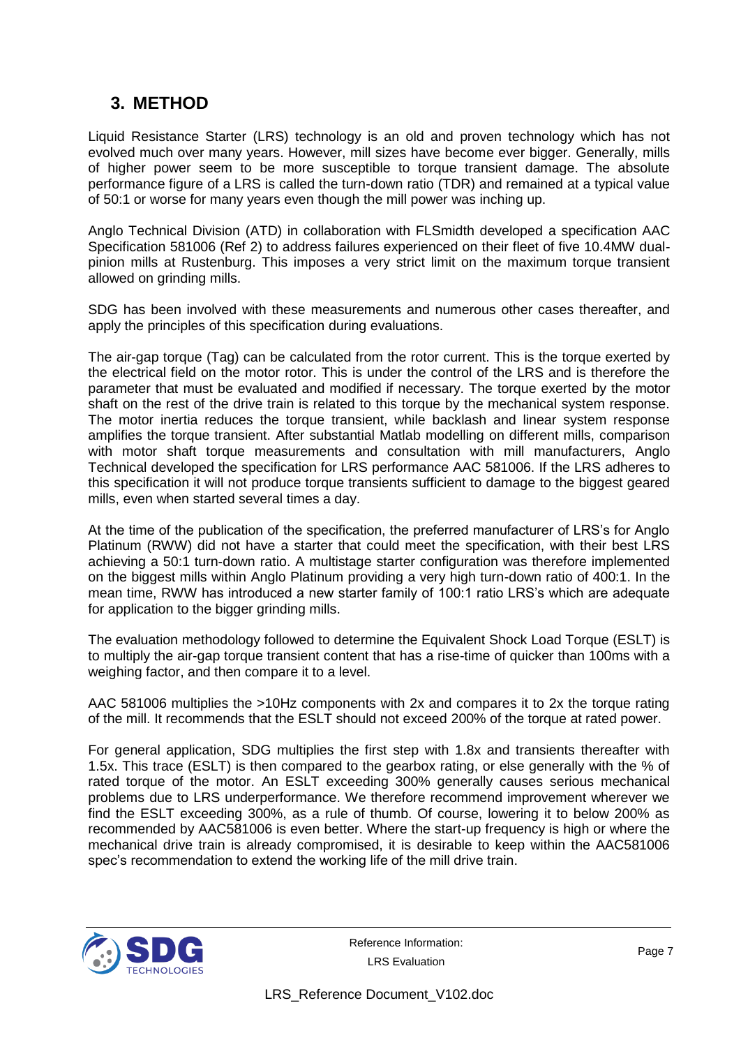## 3. METHOD

Liquid Resistance Starter (LRS) technology is an old and proven technology which has not evolved much over many years. However, mill sizes have become ever bigger. Generally, mills of higher power seem to be more susceptible to torque transient damage. The absolute performance figure of a LRS is called the turn-down ratio (TDR) and remained at a typical value of 50:1 or worse for many years even though the mill power was inching up.

Anglo Technical Division (ATD) in collaboration with FLSmidth developed a specification AAC Specification 581006 (Ref 2) to address failures experienced on their fleet of five 10.4MW dual-pinion mills at Rustenburg. This imposes a very strict limit on the maximum torque transient allowed on grinding mills.

SDG has been involved with these measurements and numerous other cases thereafter, and apply the principles of this specification during evaluations.

The air-gap torque (Tag) can be calculated from the rotor current. This is the torque exerted by the electrical field on the motor rotor. This is under the control of the LRS and is therefore the parameter that must be evaluated and modified if necessary. The torque exerted by the motor shaft on the rest of the drive train is related to this torque by the mechanical system response. The motor inertia reduces the torque transient, while backlash and linear system response amplifies the torque transient. After substantial Matlab modelling on different mills, comparison with motor shaft torque measurements and consultation with mill manufacturers, Anglo Technical developed the specification for LRS performance AAC 581006. If the LRS adheres to this specification it will not produce torque transients sufficient to damage to the biggest geared mills, even when started several times a day.

At the time of the publication of the specification, the preferred manufacturer of LRS's for Anglo Platinum (RWW) did not have a starter that could meet the specification, with their best LRS achieving a 50:1 turn-down ratio. A multistage starter configuration was therefore implemented on the biggest mills within Anglo Platinum providing a very high turn-down ratio of 400:1. In the mean time, RWW has introduced a new starter family of 100:1 ratio LRS's which are adequate for application to the bigger grinding mills.

The evaluation methodology followed to determine the Equivalent Shock Load Torque (ESLT) is to multiply the air-gap torque transient content that has a rise-time of quicker than 100ms with a weighing factor, and then compare it to a level.

AAC 581006 multiplies the >10Hz components with 2x and compares it to 2x the torque rating of the mill. It recommends that the ESLT should not exceed 200% of the torque at rated power.

For general application, SDG multiplies the first step with 1.8x and transients thereafter with 1.5x. This trace (ESLT) is then compared to the gearbox rating, or else generally with the % of rated torque of the motor. An ESLT exceeding 300% generally causes serious mechanical problems due to LRS underperformance. We therefore recommend improvement wherever we find the ESLT exceeding 300%, as a rule of thumb. Of course, lowering it to below 200% as recommended by AAC581006 is even better. Where the start-up frequency is high or where the mechanical drive train is already compromised, it is desirable to keep within the AAC581006 spec's recommendation to extend the working life of the mill drive train.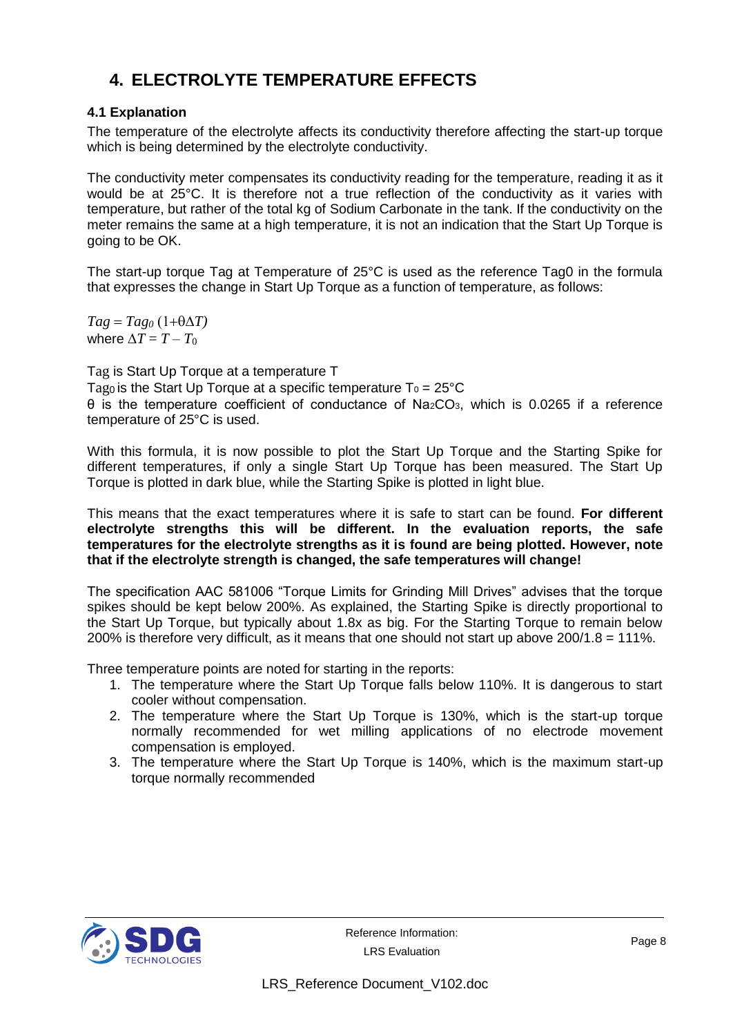# 4. ELECTROLYTE TEMPERATURE EFFECTS

### 4.1 Explanation

The temperature of the electrolyte affects its conductivity therefore affecting the start-up torque which is being determined by the electrolyte conductivity.

The conductivity meter compensates its conductivity reading for the temperature, reading it as it would be at 25°C. It is therefore not a true reflection of the conductivity as it varies with temperature, but rather of the total kg of Sodium Carbonate in the tank. If the conductivity on the meter remains the same at a high temperature, it is not an indication that the Start Up Torque is going to be OK.

The start-up torque Tag at Temperature of 25°C is used as the reference Tag0 in the formula that expresses the change in Start Up Torque as a function of temperature, as follows:

$Tag = Tag_0 \, (1+\theta\Delta T)$
where $\Delta T = T - T_0$

Tag is Start Up Torque at a temperature T
$Tag_0$ is the Start Up Torque at a specific temperature $T_0$ = 25°C
$\theta$ is the temperature coefficient of conductance of $Na_2CO_3$, which is 0.0265 if a reference temperature of 25°C is used.

With this formula, it is now possible to plot the Start Up Torque and the Starting Spike for different temperatures, if only a single Start Up Torque has been measured. The Start Up Torque is plotted in dark blue, while the Starting Spike is plotted in light blue.

This means that the exact temperatures where it is safe to start can be found. **For different electrolyte strengths this will be different. In the evaluation reports, the safe temperatures for the electrolyte strengths as it is found are being plotted. However, note that if the electrolyte strength is changed, the safe temperatures will change!**

The specification AAC 581006 "Torque Limits for Grinding Mill Drives" advises that the torque spikes should be kept below 200%. As explained, the Starting Spike is directly proportional to the Start Up Torque, but typically about 1.8x as big. For the Starting Torque to remain below 200% is therefore very difficult, as it means that one should not start up above 200/1.8 = 111%.

Three temperature points are noted for starting in the reports:

1. The temperature where the Start Up Torque falls below 110%. It is dangerous to start cooler without compensation.
2. The temperature where the Start Up Torque is 130%, which is the start-up torque normally recommended for wet milling applications of no electrode movement compensation is employed.
3. The temperature where the Start Up Torque is 140%, which is the maximum start-up torque normally recommended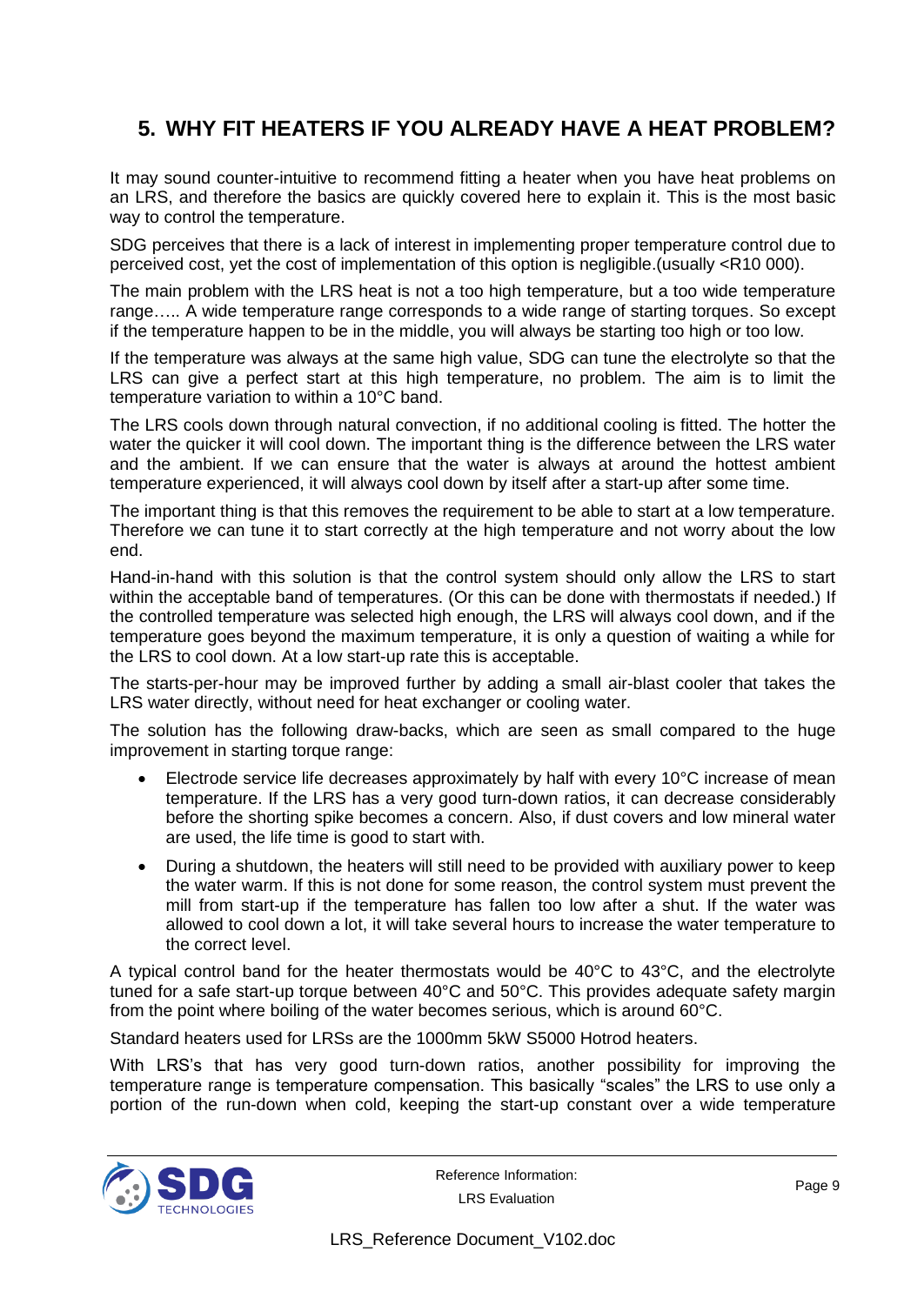## 5. WHY FIT HEATERS IF YOU ALREADY HAVE A HEAT PROBLEM?

It may sound counter-intuitive to recommend fitting a heater when you have heat problems on an LRS, and therefore the basics are quickly covered here to explain it. This is the most basic way to control the temperature.

SDG perceives that there is a lack of interest in implementing proper temperature control due to perceived cost, yet the cost of implementation of this option is negligible.(usually <R10 000).

The main problem with the LRS heat is not a too high temperature, but a too wide temperature range….. A wide temperature range corresponds to a wide range of starting torques. So except if the temperature happen to be in the middle, you will always be starting too high or too low.

If the temperature was always at the same high value, SDG can tune the electrolyte so that the LRS can give a perfect start at this high temperature, no problem. The aim is to limit the temperature variation to within a 10°C band.

The LRS cools down through natural convection, if no additional cooling is fitted. The hotter the water the quicker it will cool down. The important thing is the difference between the LRS water and the ambient. If we can ensure that the water is always at around the hottest ambient temperature experienced, it will always cool down by itself after a start-up after some time.

The important thing is that this removes the requirement to be able to start at a low temperature. Therefore we can tune it to start correctly at the high temperature and not worry about the low end.

Hand-in-hand with this solution is that the control system should only allow the LRS to start within the acceptable band of temperatures. (Or this can be done with thermostats if needed.) If the controlled temperature was selected high enough, the LRS will always cool down, and if the temperature goes beyond the maximum temperature, it is only a question of waiting a while for the LRS to cool down. At a low start-up rate this is acceptable.

The starts-per-hour may be improved further by adding a small air-blast cooler that takes the LRS water directly, without need for heat exchanger or cooling water.

The solution has the following draw-backs, which are seen as small compared to the huge improvement in starting torque range:

- Electrode service life decreases approximately by half with every 10°C increase of mean temperature. If the LRS has a very good turn-down ratios, it can decrease considerably before the shorting spike becomes a concern. Also, if dust covers and low mineral water are used, the life time is good to start with.
- During a shutdown, the heaters will still need to be provided with auxiliary power to keep the water warm. If this is not done for some reason, the control system must prevent the mill from start-up if the temperature has fallen too low after a shut. If the water was allowed to cool down a lot, it will take several hours to increase the water temperature to the correct level.

A typical control band for the heater thermostats would be 40°C to 43°C, and the electrolyte tuned for a safe start-up torque between 40°C and 50°C. This provides adequate safety margin from the point where boiling of the water becomes serious, which is around 60°C.

Standard heaters used for LRSs are the 1000mm 5kW S5000 Hotrod heaters.

With LRS's that has very good turn-down ratios, another possibility for improving the temperature range is temperature compensation. This basically "scales" the LRS to use only a portion of the run-down when cold, keeping the start-up constant over a wide temperature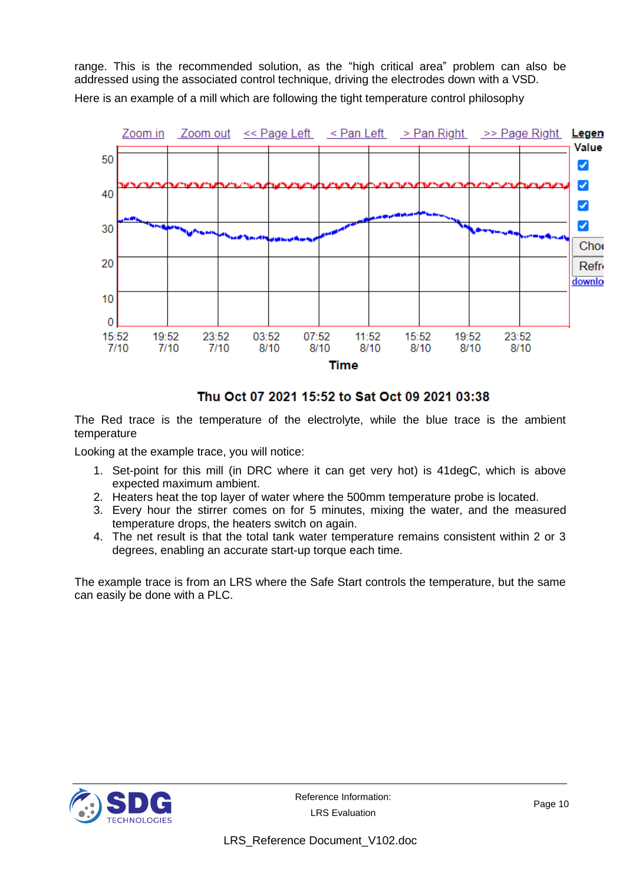range. This is the recommended solution, as the “high critical area” problem can also be addressed using the associated control technique, driving the electrodes down with a VSD.

Here is an example of a mill which are following the tight temperature control philosophy

**Thu Oct 07 2021 15:52 to Sat Oct 09 2021 03:38**

The Red trace is the temperature of the electrolyte, while the blue trace is the ambient temperature

Looking at the example trace, you will notice:

1. Set-point for this mill (in DRC where it can get very hot) is 41degC, which is above expected maximum ambient.
2. Heaters heat the top layer of water where the 500mm temperature probe is located.
3. Every hour the stirrer comes on for 5 minutes, mixing the water, and the measured temperature drops, the heaters switch on again.
4. The net result is that the total tank water temperature remains consistent within 2 or 3 degrees, enabling an accurate start-up torque each time.

The example trace is from an LRS where the Safe Start controls the temperature, but the same can easily be done with a PLC.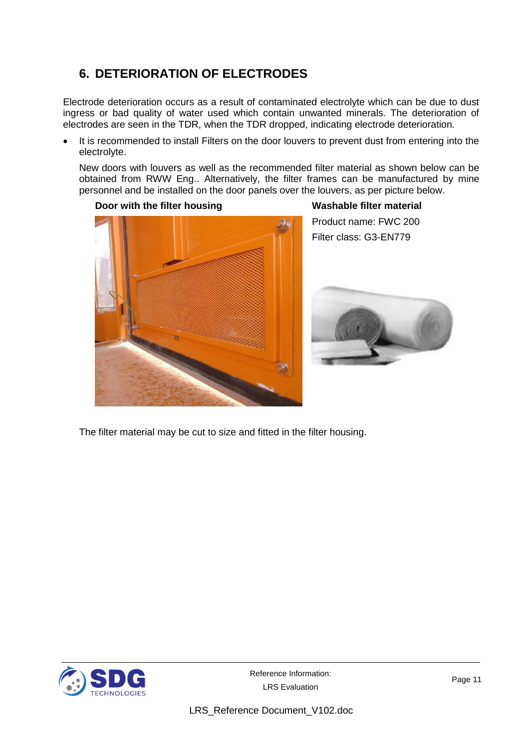## 6. DETERIORATION OF ELECTRODES

Electrode deterioration occurs as a result of contaminated electrolyte which can be due to dust ingress or bad quality of water used which contain unwanted minerals. The deterioration of electrodes are seen in the TDR, when the TDR dropped, indicating electrode deterioration.

- It is recommended to install Filters on the door louvers to prevent dust from entering into the electrolyte.

  New doors with louvers as well as the recommended filter material as shown below can be obtained from RWW Eng.. Alternatively, the filter frames can be manufactured by mine personnel and be installed on the door panels over the louvers, as per picture below.

**Door with the filter housing**

**Washable filter material**

Product name: FWC 200

Filter class: G3-EN779

The filter material may be cut to size and fitted in the filter housing.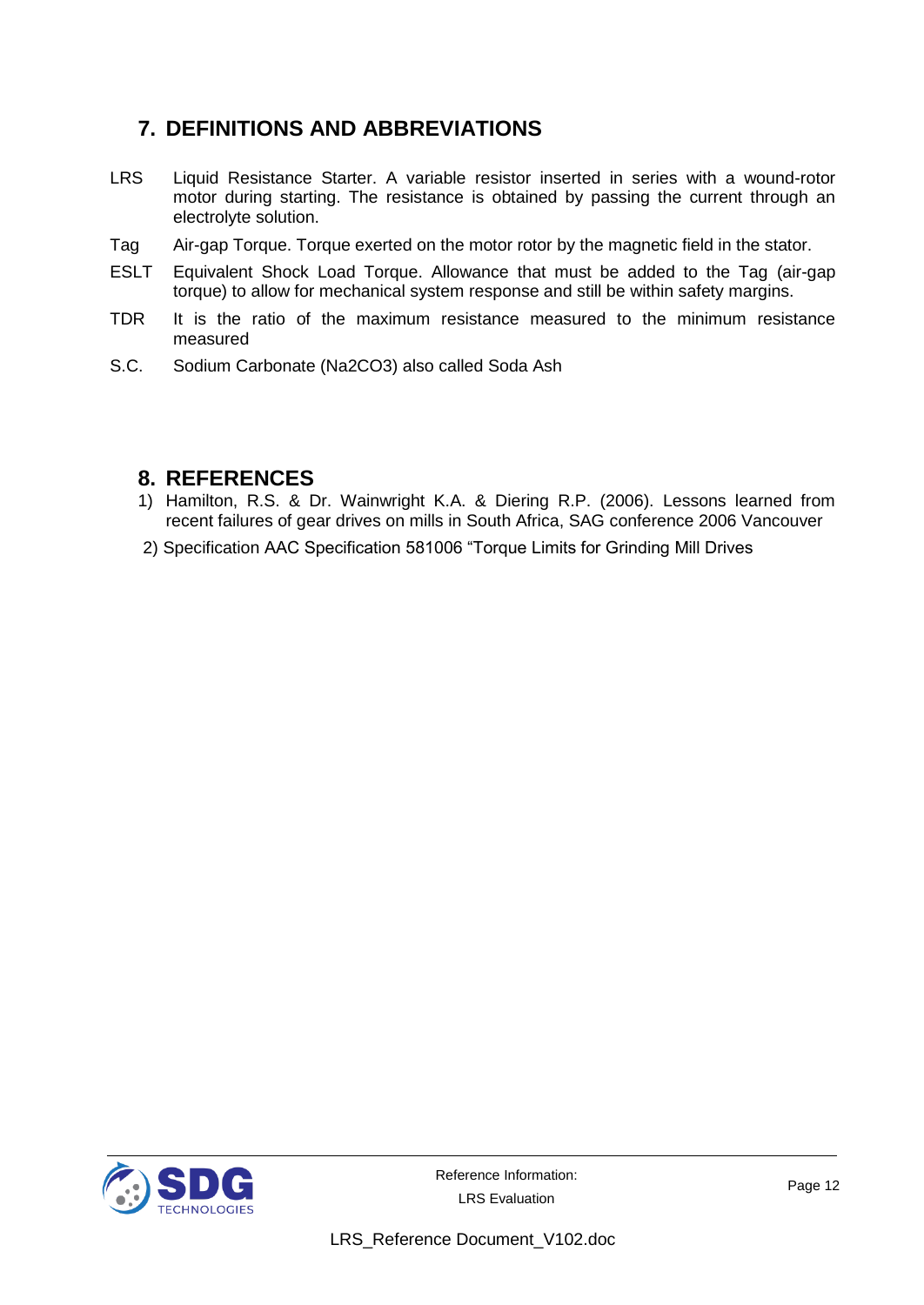## 7. DEFINITIONS AND ABBREVIATIONS

LRS Liquid Resistance Starter. A variable resistor inserted in series with a wound-rotor motor during starting. The resistance is obtained by passing the current through an electrolyte solution.

Tag Air-gap Torque. Torque exerted on the motor rotor by the magnetic field in the stator.

ESLT Equivalent Shock Load Torque. Allowance that must be added to the Tag (air-gap torque) to allow for mechanical system response and still be within safety margins.

TDR It is the ratio of the maximum resistance measured to the minimum resistance measured

S.C. Sodium Carbonate ($Na_2CO_3$) also called Soda Ash

## 8. REFERENCES

1) Hamilton, R.S. & Dr. Wainwright K.A. & Diering R.P. (2006). Lessons learned from recent failures of gear drives on mills in South Africa, SAG conference 2006 Vancouver
2) Specification AAC Specification 581006 "Torque Limits for Grinding Mill Drives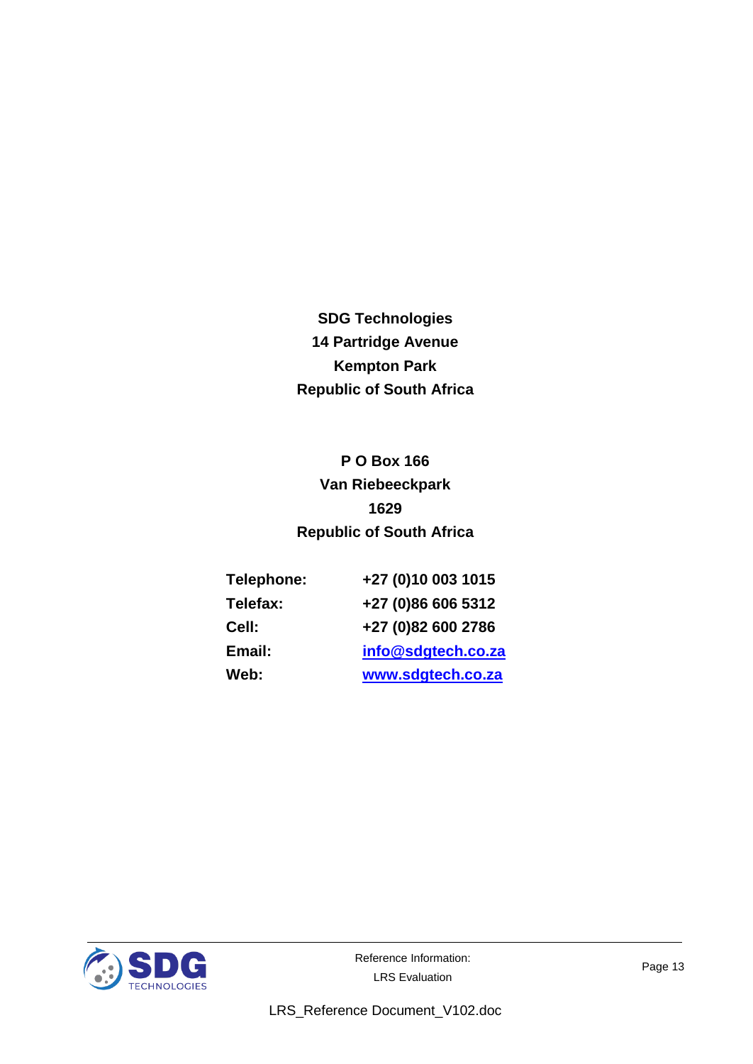**SDG Technologies**
**14 Partridge Avenue**
**Kempton Park**
**Republic of South Africa**

**P O Box 166**
**Van Riebeeckpark**
**1629**
**Republic of South Africa**

| | |
|---|---|
| **Telephone:** | **+27 (0)10 003 1015** |
| **Telefax:** | **+27 (0)86 606 5312** |
| **Cell:** | **+27 (0)82 600 2786** |
| **Email:** | **info@sdgtech.co.za** |
| **Web:** | **www.sdgtech.co.za** |